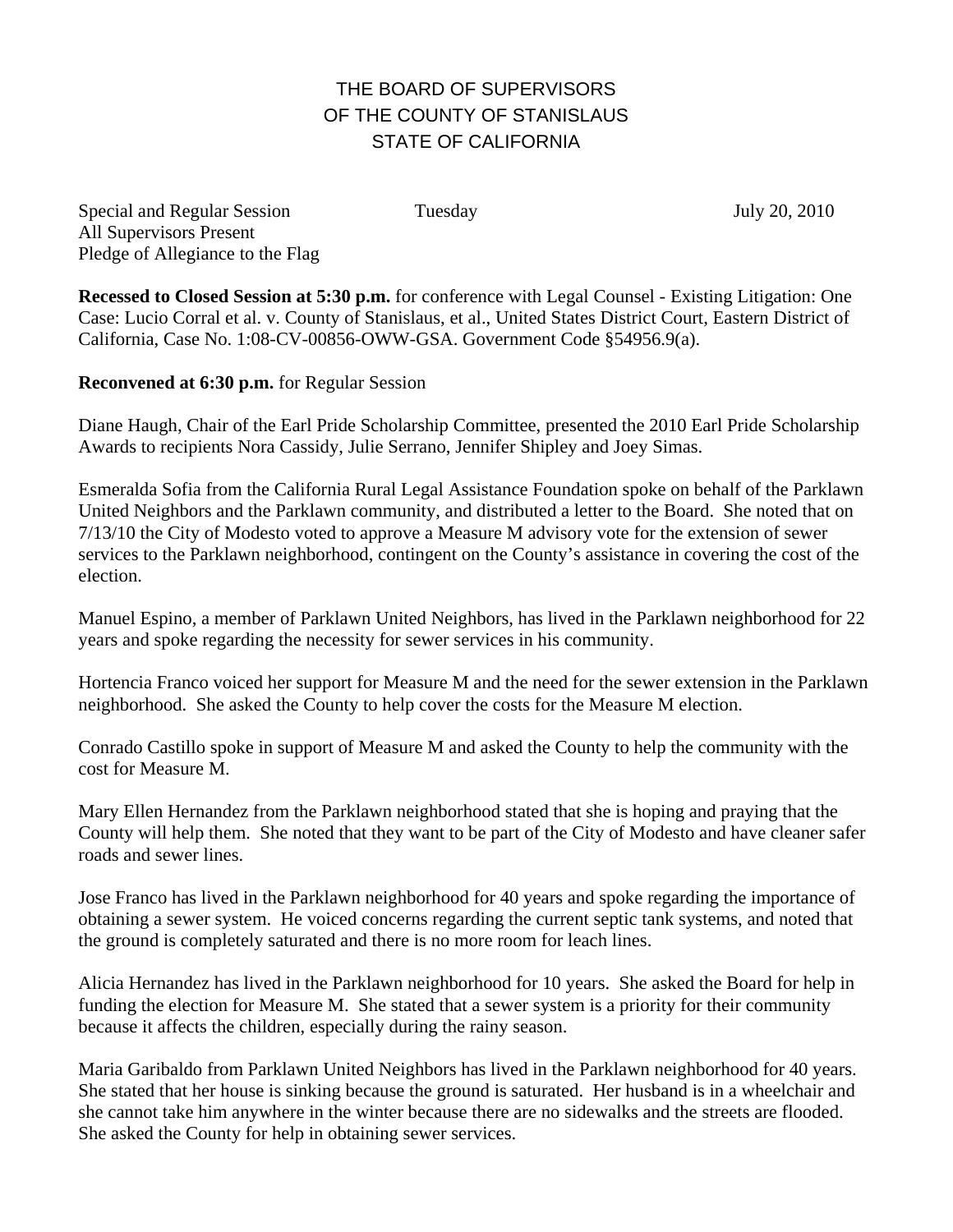# THE BOARD OF SUPERVISORS OF THE COUNTY OF STANISLAUS STATE OF CALIFORNIA

Special and Regular Session Tuesday July 20, 2010
All Supervisors Present
Pledge of Allegiance to the Flag

**Recessed to Closed Session at 5:30 p.m.** for conference with Legal Counsel - Existing Litigation: One Case: Lucio Corral et al. v. County of Stanislaus, et al., United States District Court, Eastern District of California, Case No. 1:08-CV-00856-OWW-GSA. Government Code §54956.9(a).

**Reconvened at 6:30 p.m.** for Regular Session

Diane Haugh, Chair of the Earl Pride Scholarship Committee, presented the 2010 Earl Pride Scholarship Awards to recipients Nora Cassidy, Julie Serrano, Jennifer Shipley and Joey Simas.

Esmeralda Sofia from the California Rural Legal Assistance Foundation spoke on behalf of the Parklawn United Neighbors and the Parklawn community, and distributed a letter to the Board. She noted that on 7/13/10 the City of Modesto voted to approve a Measure M advisory vote for the extension of sewer services to the Parklawn neighborhood, contingent on the County's assistance in covering the cost of the election.

Manuel Espino, a member of Parklawn United Neighbors, has lived in the Parklawn neighborhood for 22 years and spoke regarding the necessity for sewer services in his community.

Hortencia Franco voiced her support for Measure M and the need for the sewer extension in the Parklawn neighborhood. She asked the County to help cover the costs for the Measure M election.

Conrado Castillo spoke in support of Measure M and asked the County to help the community with the cost for Measure M.

Mary Ellen Hernandez from the Parklawn neighborhood stated that she is hoping and praying that the County will help them. She noted that they want to be part of the City of Modesto and have cleaner safer roads and sewer lines.

Jose Franco has lived in the Parklawn neighborhood for 40 years and spoke regarding the importance of obtaining a sewer system. He voiced concerns regarding the current septic tank systems, and noted that the ground is completely saturated and there is no more room for leach lines.

Alicia Hernandez has lived in the Parklawn neighborhood for 10 years. She asked the Board for help in funding the election for Measure M. She stated that a sewer system is a priority for their community because it affects the children, especially during the rainy season.

Maria Garibaldo from Parklawn United Neighbors has lived in the Parklawn neighborhood for 40 years. She stated that her house is sinking because the ground is saturated. Her husband is in a wheelchair and she cannot take him anywhere in the winter because there are no sidewalks and the streets are flooded. She asked the County for help in obtaining sewer services.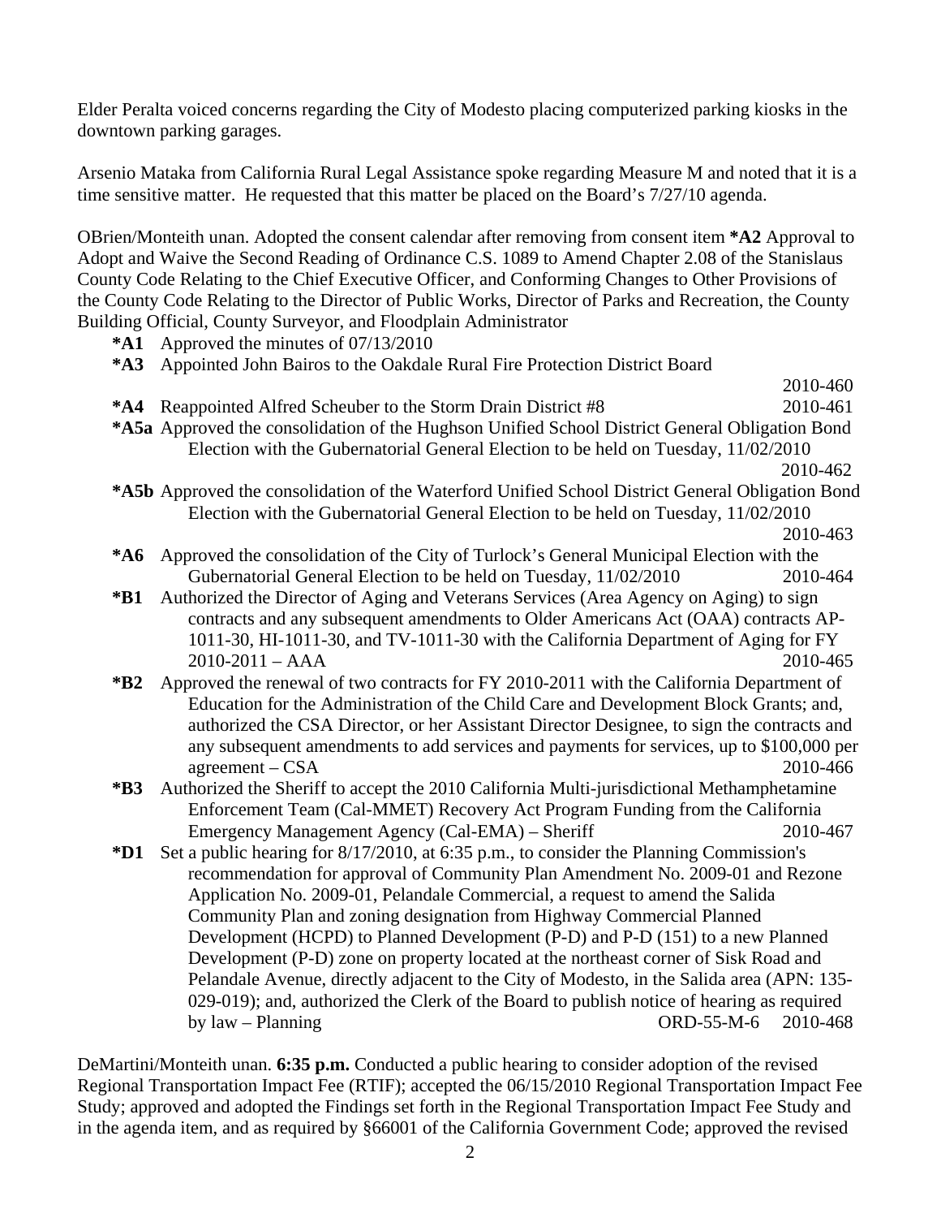Elder Peralta voiced concerns regarding the City of Modesto placing computerized parking kiosks in the downtown parking garages.

Arsenio Mataka from California Rural Legal Assistance spoke regarding Measure M and noted that it is a time sensitive matter. He requested that this matter be placed on the Board's 7/27/10 agenda.

OBrien/Monteith unan. Adopted the consent calendar after removing from consent item **\*A2** Approval to Adopt and Waive the Second Reading of Ordinance C.S. 1089 to Amend Chapter 2.08 of the Stanislaus County Code Relating to the Chief Executive Officer, and Conforming Changes to Other Provisions of the County Code Relating to the Director of Public Works, Director of Parks and Recreation, the County Building Official, County Surveyor, and Floodplain Administrator

- **\*A1** Approved the minutes of 07/13/2010
- **\*A3** Appointed John Bairos to the Oakdale Rural Fire Protection District Board 2010-460
- **\*A4** Reappointed Alfred Scheuber to the Storm Drain District #8 2010-461
- **\*A5a** Approved the consolidation of the Hughson Unified School District General Obligation Bond Election with the Gubernatorial General Election to be held on Tuesday, 11/02/2010 2010-462
- **\*A5b** Approved the consolidation of the Waterford Unified School District General Obligation Bond Election with the Gubernatorial General Election to be held on Tuesday, 11/02/2010 2010-463
- **\*A6** Approved the consolidation of the City of Turlock's General Municipal Election with the Gubernatorial General Election to be held on Tuesday, 11/02/2010 2010-464
- **\*B1** Authorized the Director of Aging and Veterans Services (Area Agency on Aging) to sign contracts and any subsequent amendments to Older Americans Act (OAA) contracts AP-1011-30, HI-1011-30, and TV-1011-30 with the California Department of Aging for FY 2010-2011 – AAA 2010-465
- **\*B2** Approved the renewal of two contracts for FY 2010-2011 with the California Department of Education for the Administration of the Child Care and Development Block Grants; and, authorized the CSA Director, or her Assistant Director Designee, to sign the contracts and any subsequent amendments to add services and payments for services, up to $100,000 per agreement – CSA 2010-466
- **\*B3** Authorized the Sheriff to accept the 2010 California Multi-jurisdictional Methamphetamine Enforcement Team (Cal-MMET) Recovery Act Program Funding from the California Emergency Management Agency (Cal-EMA) – Sheriff 2010-467
- **\*D1** Set a public hearing for 8/17/2010, at 6:35 p.m., to consider the Planning Commission's recommendation for approval of Community Plan Amendment No. 2009-01 and Rezone Application No. 2009-01, Pelandale Commercial, a request to amend the Salida Community Plan and zoning designation from Highway Commercial Planned Development (HCPD) to Planned Development (P-D) and P-D (151) to a new Planned Development (P-D) zone on property located at the northeast corner of Sisk Road and Pelandale Avenue, directly adjacent to the City of Modesto, in the Salida area (APN: 135-029-019); and, authorized the Clerk of the Board to publish notice of hearing as required by law – Planning ORD-55-M-6 2010-468

DeMartini/Monteith unan. **6:35 p.m.** Conducted a public hearing to consider adoption of the revised Regional Transportation Impact Fee (RTIF); accepted the 06/15/2010 Regional Transportation Impact Fee Study; approved and adopted the Findings set forth in the Regional Transportation Impact Fee Study and in the agenda item, and as required by §66001 of the California Government Code; approved the revised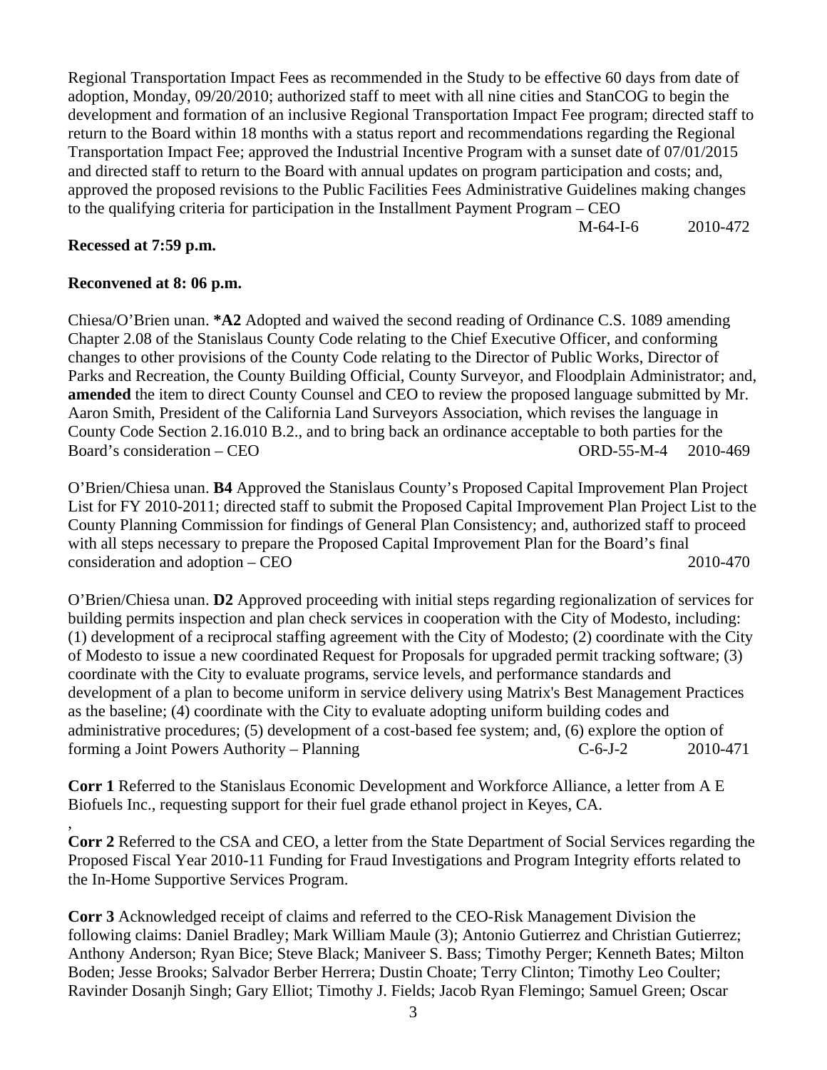Regional Transportation Impact Fees as recommended in the Study to be effective 60 days from date of adoption, Monday, 09/20/2010; authorized staff to meet with all nine cities and StanCOG to begin the development and formation of an inclusive Regional Transportation Impact Fee program; directed staff to return to the Board within 18 months with a status report and recommendations regarding the Regional Transportation Impact Fee; approved the Industrial Incentive Program with a sunset date of 07/01/2015 and directed staff to return to the Board with annual updates on program participation and costs; and, approved the proposed revisions to the Public Facilities Fees Administrative Guidelines making changes to the qualifying criteria for participation in the Installment Payment Program – CEO M-64-I-6 2010-472

**Recessed at 7:59 p.m.**

**Reconvened at 8: 06 p.m.**

Chiesa/O'Brien unan. ***A2** Adopted and waived the second reading of Ordinance C.S. 1089 amending Chapter 2.08 of the Stanislaus County Code relating to the Chief Executive Officer, and conforming changes to other provisions of the County Code relating to the Director of Public Works, Director of Parks and Recreation, the County Building Official, County Surveyor, and Floodplain Administrator; and, **amended** the item to direct County Counsel and CEO to review the proposed language submitted by Mr. Aaron Smith, President of the California Land Surveyors Association, which revises the language in County Code Section 2.16.010 B.2., and to bring back an ordinance acceptable to both parties for the Board's consideration – CEO ORD-55-M-4 2010-469

O'Brien/Chiesa unan. **B4** Approved the Stanislaus County's Proposed Capital Improvement Plan Project List for FY 2010-2011; directed staff to submit the Proposed Capital Improvement Plan Project List to the County Planning Commission for findings of General Plan Consistency; and, authorized staff to proceed with all steps necessary to prepare the Proposed Capital Improvement Plan for the Board's final consideration and adoption – CEO 2010-470

O'Brien/Chiesa unan. **D2** Approved proceeding with initial steps regarding regionalization of services for building permits inspection and plan check services in cooperation with the City of Modesto, including: (1) development of a reciprocal staffing agreement with the City of Modesto; (2) coordinate with the City of Modesto to issue a new coordinated Request for Proposals for upgraded permit tracking software; (3) coordinate with the City to evaluate programs, service levels, and performance standards and development of a plan to become uniform in service delivery using Matrix's Best Management Practices as the baseline; (4) coordinate with the City to evaluate adopting uniform building codes and administrative procedures; (5) development of a cost-based fee system; and, (6) explore the option of forming a Joint Powers Authority – Planning C-6-J-2 2010-471

**Corr 1** Referred to the Stanislaus Economic Development and Workforce Alliance, a letter from A E Biofuels Inc., requesting support for their fuel grade ethanol project in Keyes, CA.

**Corr 2** Referred to the CSA and CEO, a letter from the State Department of Social Services regarding the Proposed Fiscal Year 2010-11 Funding for Fraud Investigations and Program Integrity efforts related to the In-Home Supportive Services Program.

**Corr 3** Acknowledged receipt of claims and referred to the CEO-Risk Management Division the following claims: Daniel Bradley; Mark William Maule (3); Antonio Gutierrez and Christian Gutierrez; Anthony Anderson; Ryan Bice; Steve Black; Maniveer S. Bass; Timothy Perger; Kenneth Bates; Milton Boden; Jesse Brooks; Salvador Berber Herrera; Dustin Choate; Terry Clinton; Timothy Leo Coulter; Ravinder Dosanjh Singh; Gary Elliot; Timothy J. Fields; Jacob Ryan Flemingo; Samuel Green; Oscar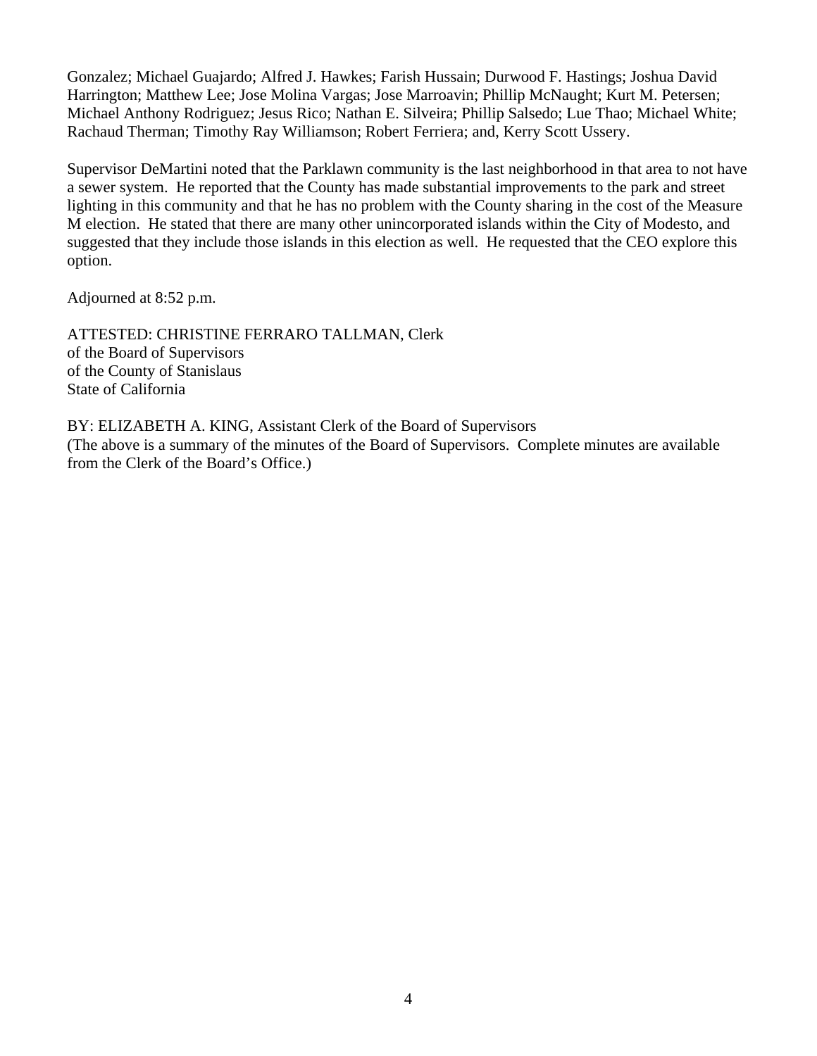Gonzalez; Michael Guajardo; Alfred J. Hawkes; Farish Hussain; Durwood F. Hastings; Joshua David Harrington; Matthew Lee; Jose Molina Vargas; Jose Marroavin; Phillip McNaught; Kurt M. Petersen; Michael Anthony Rodriguez; Jesus Rico; Nathan E. Silveira; Phillip Salsedo; Lue Thao; Michael White; Rachaud Therman; Timothy Ray Williamson; Robert Ferriera; and, Kerry Scott Ussery.

Supervisor DeMartini noted that the Parklawn community is the last neighborhood in that area to not have a sewer system. He reported that the County has made substantial improvements to the park and street lighting in this community and that he has no problem with the County sharing in the cost of the Measure M election. He stated that there are many other unincorporated islands within the City of Modesto, and suggested that they include those islands in this election as well. He requested that the CEO explore this option.

Adjourned at 8:52 p.m.

ATTESTED: CHRISTINE FERRARO TALLMAN, Clerk
of the Board of Supervisors
of the County of Stanislaus
State of California

BY: ELIZABETH A. KING, Assistant Clerk of the Board of Supervisors
(The above is a summary of the minutes of the Board of Supervisors. Complete minutes are available from the Clerk of the Board's Office.)